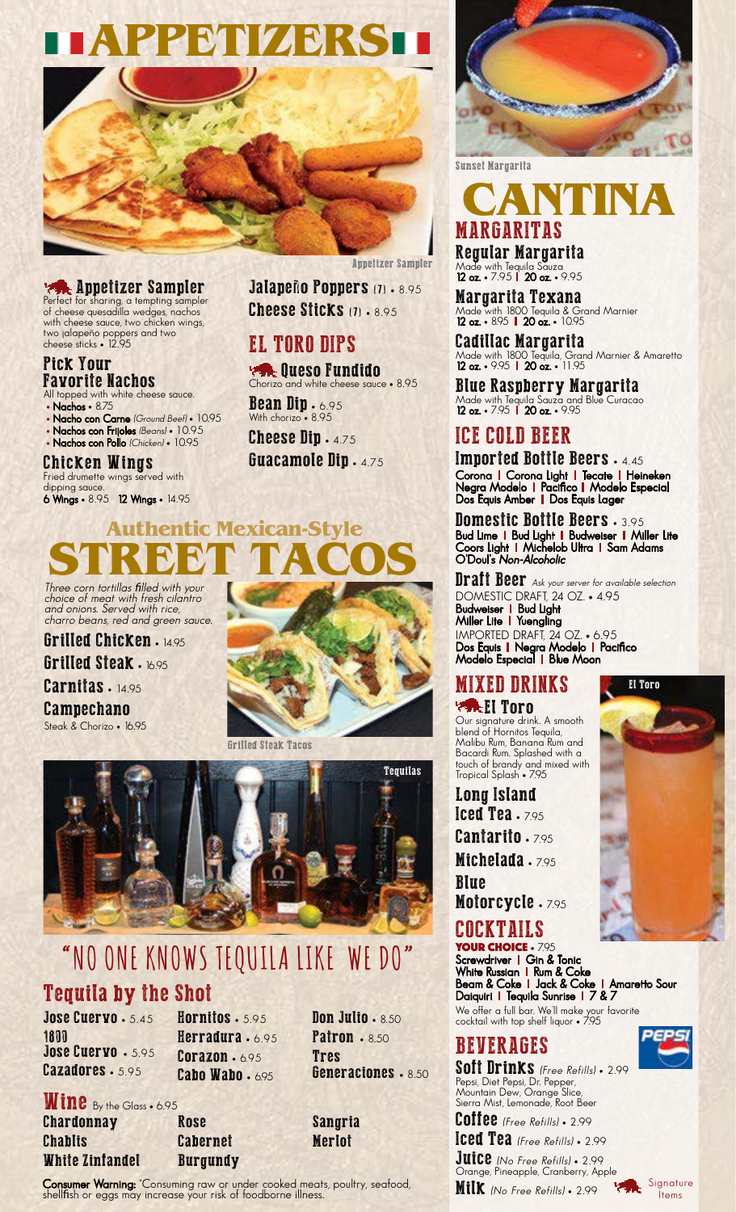# APPETIZERS

Appetizer Sampler

## Appetizer Sampler

Perfect for sharing, a tempting sampler of cheese quesadilla wedges, nachos with cheese sauce, two chicken wings, two jalapeño poppers and two cheese sticks • 12.95

## Pick Your Favorite Nachos

All topped with white cheese sauce.

- **Nachos** • 8.75
- **Nacho con Carne** *(Ground Beef)* • 10.95
- **Nachos con Frijoles** *(Beans)* • 10.95
- **Nachos con Pollo** *(Chicken)* • 10.95

## Chicken Wings

Fried drumette wings served with dipping sauce.

**6 Wings** • 8.95 **12 Wings** • 14.95

**Jalapeño Poppers (7)** • 8.95

**Cheese Sticks (7)** • 8.95

## EL TORO DIPS

**Queso Fundido**
Chorizo and white cheese sauce • 8.95

**Bean Dip** • 6.95
With chorizo • 8.95

**Cheese Dip** • 4.75

**Guacamole Dip** • 4.75

# Authentic Mexican-Style STREET TACOS

*Three corn tortillas filled with your choice of meat with fresh cilantro and onions. Served with rice, charro beans, red and green sauce.*

**Grilled Chicken** • 14.95

**Grilled Steak** • 16.95

**Carnitas** • 14.95

**Campechano**
Steak & Chorizo • 16.95

Grilled Steak Tacos

Tequilas

# "NO ONE KNOWS TEQUILA LIKE WE DO"

## Tequila by the Shot

**Jose Cuervo** • 5.45

**1800 Jose Cuervo** • 5.95

**Cazadores** • 5.95

**Hornitos** • 5.95

**Herradura** • 6.95

**Corazon** • 6.95

**Cabo Wabo** • 6.95

**Don Julio** • 8.50

**Patron** • 8.50

**Tres Generaciones** • 8.50

## Wine By the Glass • 6.95

| | | |
|---|---|---|
| Chardonnay | Rose | Sangria |
| Chablis | Cabernet | Merlot |
| White Zinfandel | Burgundy | |

**Consumer Warning:** *Consuming raw or under cooked meats, poultry, seafood, shellfish or eggs may increase your risk of foodborne illness.

Sunset Margarita

# CANTINA

## MARGARITAS

**Regular Margarita**
Made with Tequila Sauza
**12 oz.** • 7.95 | **20 oz.** • 9.95

**Margarita Texana**
Made with 1800 Tequila & Grand Marnier
**12 oz.** • 8.95 | **20 oz.** • 10.95

**Cadillac Margarita**
Made with 1800 Tequila, Grand Marnier & Amaretto
**12 oz.** • 9.95 | **20 oz.** • 11.95

**Blue Raspberry Margarita**
Made with Tequila Sauza and Blue Curacao
**12 oz.** • 7.95 | **20 oz.** • 9.95

## ICE COLD BEER

**Imported Bottle Beers** • 4.45
**Corona | Corona Light | Tecate | Heineken Negra Modelo | Pacifico | Modelo Especial Dos Equis Amber | Dos Equis Lager**

**Domestic Bottle Beers** • 3.95
**Bud Lime | Bud Light | Budweiser | Miller Lite Coors Light | Michelob Ultra | Sam Adams O'Doul's** ***Non-Alcoholic***

**Draft Beer** *Ask your server for available selection*
DOMESTIC DRAFT, 24 OZ. • 4.95
**Budweiser | Bud Light Miller Lite | Yuengling**
IMPORTED DRAFT, 24 OZ. • 6.95
**Dos Equis | Negra Modelo | Pacifico Modelo Especial | Blue Moon**

## MIXED DRINKS

**El Toro**
Our signature drink. A smooth blend of Hornitos Tequila, Malibu Rum, Banana Rum and Bacardi Rum. Splashed with a touch of brandy and mixed with Tropical Splash • 7.95

El Toro

**Long Island Iced Tea** • 7.95

**Cantarito** • 7.95

**Michelada** • 7.95

**Blue Motorcycle** • 7.95

## COCKTAILS

**YOUR CHOICE** • 7.95
**Screwdriver | Gin & Tonic White Russian | Rum & Coke Beam & Coke | Jack & Coke | Amaretto Sour Daiquiri | Tequila Sunrise | 7 & 7**

We offer a full bar. We'll make your favorite cocktail with top shelf liquor • 7.95

## BEVERAGES

**Soft Drinks** *(Free Refills)* • 2.99
Pepsi, Diet Pepsi, Dr. Pepper, Mountain Dew, Orange Slice, Sierra Mist, Lemonade, Root Beer

**Coffee** *(Free Refills)* • 2.99

**Iced Tea** *(Free Refills)* • 2.99

**Juice** *(No Free Refills)* • 2.99
Orange, Pineapple, Cranberry, Apple

**Milk** *(No Free Refills)* • 2.99

Signature Items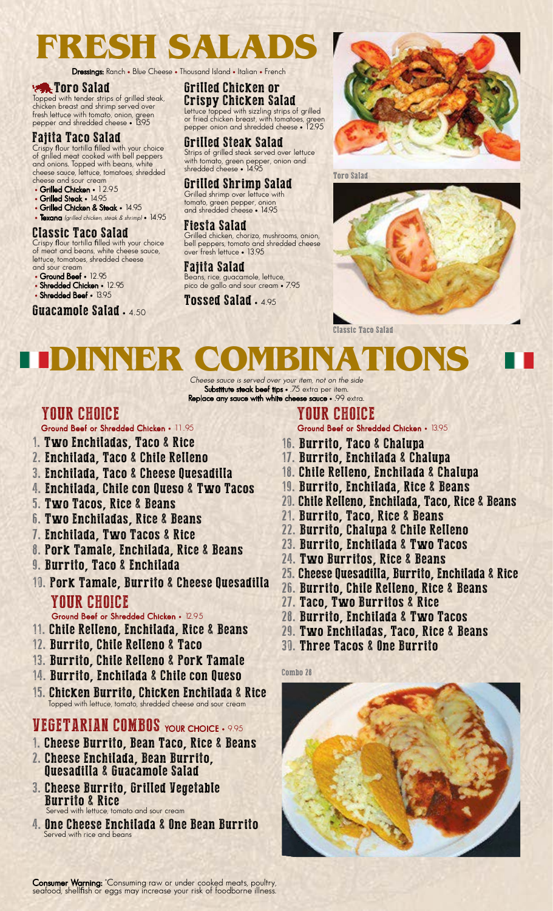# FRESH SALADS

**Dressings:** Ranch • Blue Cheese • Thousand Island • Italian • French

### Toro Salad

Topped with tender strips of grilled steak, chicken breast and shrimp served over fresh lettuce with tomato, onion, green pepper and shredded cheese • 13.95

### Fajita Taco Salad

Crispy flour tortilla filled with your choice of grilled meat cooked with bell peppers and onions. Topped with beans, white cheese sauce, lettuce, tomatoes, shredded cheese and sour cream

- **Grilled Chicken** • 12.95
- **Grilled Steak** • 14.95
- **Grilled Chicken & Steak** • 14.95
- **Texana** *(grilled chicken, steak & shrimp)* • 14.95

### Classic Taco Salad

Crispy flour tortilla filled with your choice of meat and beans, white cheese sauce, lettuce, tomatoes, shredded cheese and sour cream

- **Ground Beef** • 12.95
- **Shredded Chicken** • 12.95
- **Shredded Beef** • 13.95

### Guacamole Salad • 4.50

### Grilled Chicken or Crispy Chicken Salad

Lettuce topped with sizzling strips of grilled or fried chicken breast, with tomatoes, green pepper onion and shredded cheese • 12.95

### Grilled Steak Salad

Strips of grilled steak served over lettuce with tomato, green pepper, onion and shredded cheese • 14.95

### Grilled Shrimp Salad

Grilled shrimp over lettuce with tomato, green pepper, onion and shredded cheese • 14.95

### Fiesta Salad

Grilled chicken, chorizo, mushrooms, onion, bell peppers, tomato and shredded cheese over fresh lettuce • 13.95

### Fajita Salad

Beans, rice, guacamole, lettuce, pico de gallo and sour cream • 7.95

### Tossed Salad • 4.95

Toro Salad

Classic Taco Salad

# DINNER COMBINATIONS

*Cheese sauce is served over your item, not on the side*
**Substitute steak beef tips** • .75 extra per item.
**Replace any sauce with white cheese sauce** • .99 extra.

## YOUR CHOICE

**Ground Beef or Shredded Chicken** • 11.95

1. Two Enchiladas, Taco & Rice
2. Enchilada, Taco & Chile Relleno
3. Enchilada, Taco & Cheese Quesadilla
4. Enchilada, Chile con Queso & Two Tacos
5. Two Tacos, Rice & Beans
6. Two Enchiladas, Rice & Beans
7. Enchilada, Two Tacos & Rice
8. Pork Tamale, Enchilada, Rice & Beans
9. Burrito, Taco & Enchilada
10. Pork Tamale, Burrito & Cheese Quesadilla

## YOUR CHOICE

**Ground Beef or Shredded Chicken** • 12.95

11. Chile Relleno, Enchilada, Rice & Beans
12. Burrito, Chile Relleno & Taco
13. Burrito, Chile Relleno & Pork Tamale
14. Burrito, Enchilada & Chile con Queso
15. Chicken Burrito, Chicken Enchilada & Rice
    Topped with lettuce, tomato, shredded cheese and sour cream

## VEGETARIAN COMBOS YOUR CHOICE • 9.95

1. Cheese Burrito, Bean Taco, Rice & Beans
2. Cheese Enchilada, Bean Burrito, Quesadilla & Guacamole Salad
3. Cheese Burrito, Grilled Vegetable Burrito & Rice
   Served with lettuce, tomato and sour cream
4. One Cheese Enchilada & One Bean Burrito
   Served with rice and beans

## YOUR CHOICE

**Ground Beef or Shredded Chicken** • 13.95

16. Burrito, Taco & Chalupa
17. Burrito, Enchilada & Chalupa
18. Chile Relleno, Enchilada & Chalupa
19. Burrito, Enchilada, Rice & Beans
20. Chile Relleno, Enchilada, Taco, Rice & Beans
21. Burrito, Taco, Rice & Beans
22. Burrito, Chalupa & Chile Relleno
23. Burrito, Enchilada & Two Tacos
24. Two Burritos, Rice & Beans
25. Cheese Quesadilla, Burrito, Enchilada & Rice
26. Burrito, Chile Relleno, Rice & Beans
27. Taco, Two Burritos & Rice
28. Burrito, Enchilada & Two Tacos
29. Two Enchiladas, Taco, Rice & Beans
30. Three Tacos & One Burrito

Combo 28

**Consumer Warning:** "Consuming raw or under cooked meats, poultry, seafood, shellfish or eggs may increase your risk of foodborne illness.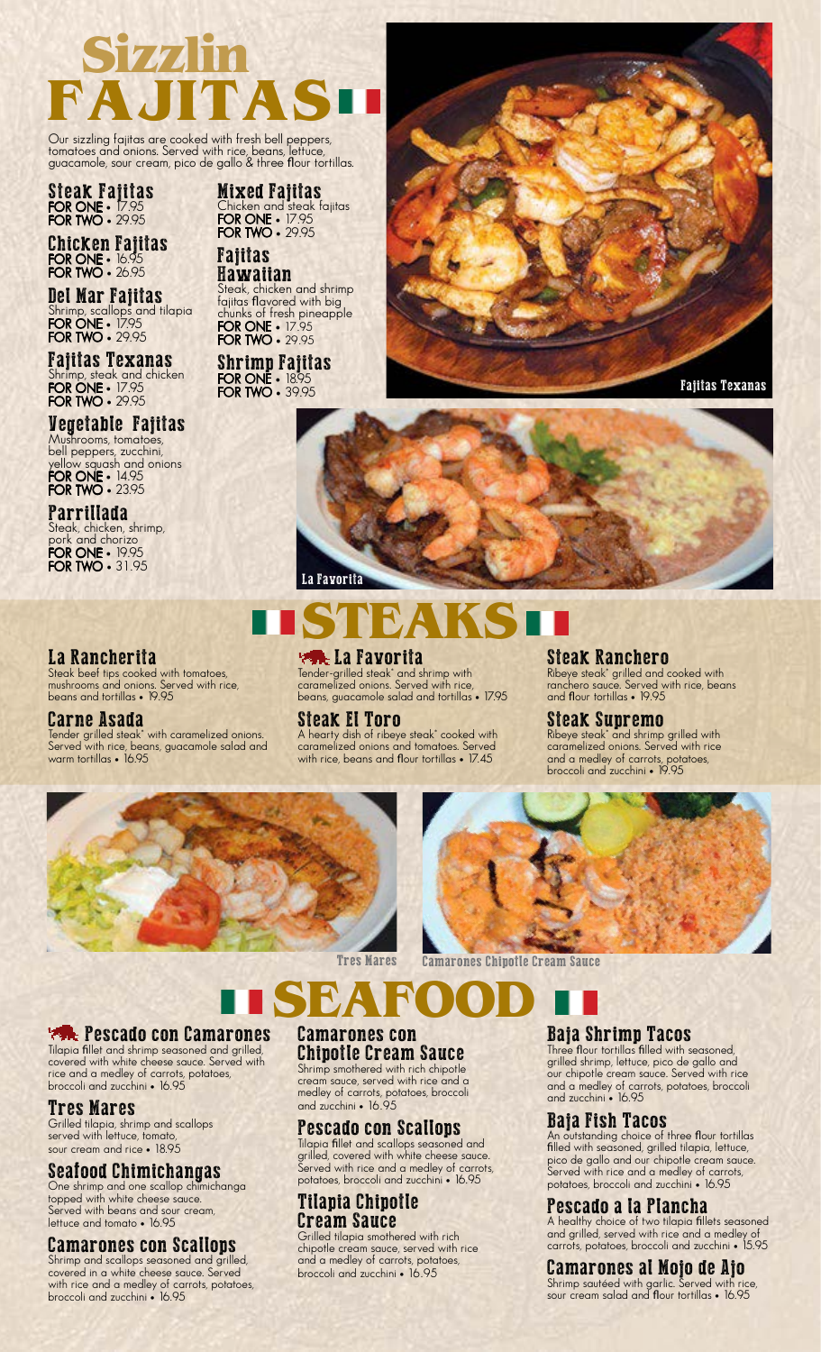# Sizzlin FAJITAS

Our sizzling fajitas are cooked with fresh bell peppers, tomatoes and onions. Served with rice, beans, lettuce, guacamole, sour cream, pico de gallo & three flour tortillas.

### Steak Fajitas
**FOR ONE** • 17.95
**FOR TWO** • 29.95

### Chicken Fajitas
**FOR ONE** • 16.95
**FOR TWO** • 26.95

### Del Mar Fajitas
Shrimp, scallops and tilapia
**FOR ONE** • 17.95
**FOR TWO** • 29.95

### Fajitas Texanas
Shrimp, steak and chicken
**FOR ONE** • 17.95
**FOR TWO** • 29.95

### Vegetable Fajitas
Mushrooms, tomatoes, bell peppers, zucchini, yellow squash and onions
**FOR ONE** • 14.95
**FOR TWO** • 23.95

### Parrillada
Steak, chicken, shrimp, pork and chorizo
**FOR ONE** • 19.95
**FOR TWO** • 31.95

### Mixed Fajitas
Chicken and steak fajitas
**FOR ONE** • 17.95
**FOR TWO** • 29.95

### Fajitas Hawaiian
Steak, chicken and shrimp fajitas flavored with big chunks of fresh pineapple
**FOR ONE** • 17.95
**FOR TWO** • 29.95

### Shrimp Fajitas
**FOR ONE** • 18.95
**FOR TWO** • 39.95

Fajitas Texanas

La Favorita

# STEAKS

### La Rancherita
Steak beef tips cooked with tomatoes, mushrooms and onions. Served with rice, beans and tortillas • 19.95

### Carne Asada
Tender grilled steak* with caramelized onions. Served with rice, beans, guacamole salad and warm tortillas • 16.95

### La Favorita
Tender-grilled steak* and shrimp with caramelized onions. Served with rice, beans, guacamole salad and tortillas • 17.95

### Steak El Toro
A hearty dish of ribeye steak* cooked with caramelized onions and tomatoes. Served with rice, beans and flour tortillas • 17.45

### Steak Ranchero
Ribeye steak* grilled and cooked with ranchero sauce. Served with rice, beans and flour tortillas • 19.95

### Steak Supremo
Ribeye steak* and shrimp grilled with caramelized onions. Served with rice and a medley of carrots, potatoes, broccoli and zucchini • 19.95

Tres Mares

Camarones Chipotle Cream Sauce

# SEAFOOD

### Pescado con Camarones
Tilapia fillet and shrimp seasoned and grilled, covered with white cheese sauce. Served with rice and a medley of carrots, potatoes, broccoli and zucchini • 16.95

### Tres Mares
Grilled tilapia, shrimp and scallops served with lettuce, tomato, sour cream and rice • 18.95

### Seafood Chimichangas
One shrimp and one scallop chimichanga topped with white cheese sauce. Served with beans and sour cream, lettuce and tomato • 16.95

### Camarones con Scallops
Shrimp and scallops seasoned and grilled, covered in a white cheese sauce. Served with rice and a medley of carrots, potatoes, broccoli and zucchini • 16.95

### Camarones con Chipotle Cream Sauce
Shrimp smothered with rich chipotle cream sauce, served with rice and a medley of carrots, potatoes, broccoli and zucchini • 16.95

### Pescado con Scallops
Tilapia fillet and scallops seasoned and grilled, covered with white cheese sauce. Served with rice and a medley of carrots, potatoes, broccoli and zucchini • 16.95

### Tilapia Chipotle Cream Sauce
Grilled tilapia smothered with rich chipotle cream sauce, served with rice and a medley of carrots, potatoes, broccoli and zucchini • 16.95

### Baja Shrimp Tacos
Three flour tortillas filled with seasoned, grilled shrimp, lettuce, pico de gallo and our chipotle cream sauce. Served with rice and a medley of carrots, potatoes, broccoli and zucchini • 16.95

### Baja Fish Tacos
An outstanding choice of three flour tortillas filled with seasoned, grilled tilapia, lettuce, pico de gallo and our chipotle cream sauce. Served with rice and a medley of carrots, potatoes, broccoli and zucchini • 16.95

### Pescado a la Plancha
A healthy choice of two tilapia fillets seasoned and grilled, served with rice and a medley of carrots, potatoes, broccoli and zucchini • 15.95

### Camarones al Mojo de Ajo
Shrimp sautéed with garlic. Served with rice, sour cream salad and flour tortillas • 16.95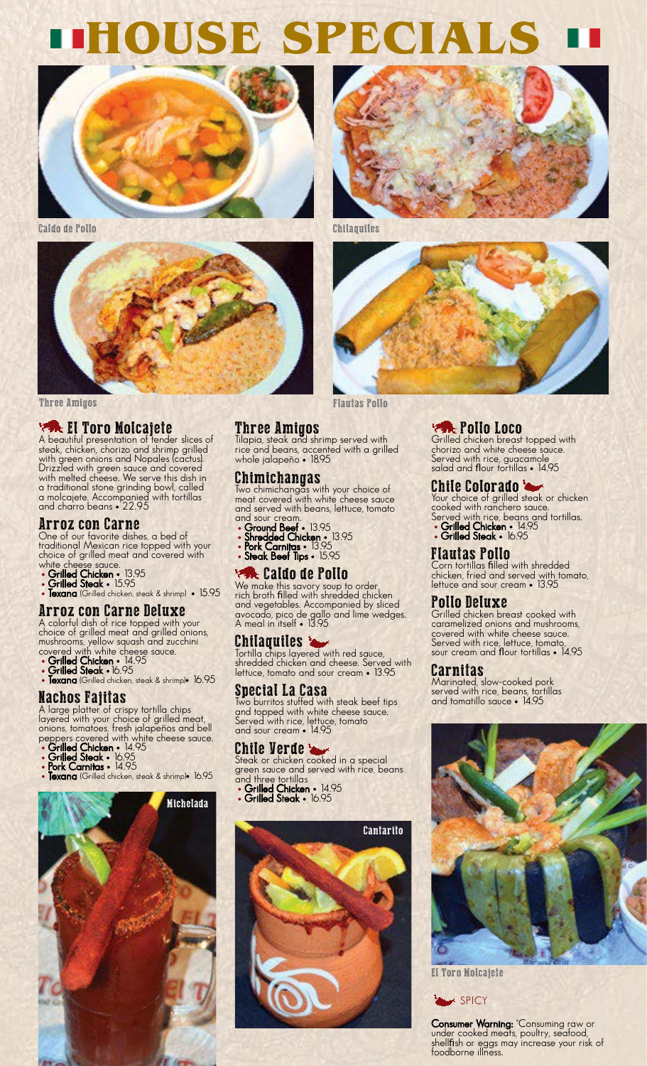# HOUSE SPECIALS

Caldo de Pollo

Chilaquiles

Three Amigos

Flautas Pollo

## El Toro Molcajete

A beautiful presentation of tender slices of steak, chicken, chorizo and shrimp grilled with green onions and Nopales (cactus). Drizzled with green sauce and covered with melted cheese. We serve this dish in a traditional stone grinding bowl, called a molcajete. Accompanied with tortillas and charro beans • 22.95

## Arroz con Carne

One of our favorite dishes, a bed of traditional Mexican rice topped with your choice of grilled meat and covered with white cheese sauce.

- **Grilled Chicken** • 13.95
- **Grilled Steak** • 15.95
- **Texana** (Grilled chicken, steak & shrimp) • 15.95

## Arroz con Carne Deluxe

A colorful dish of rice topped with your choice of grilled meat and grilled onions, mushrooms, yellow squash and zucchini covered with white cheese sauce.

- **Grilled Chicken** • 14.95
- **Grilled Steak** • 16.95
- **Texana** (Grilled chicken, steak & shrimp) • 16.95

## Nachos Fajitas

A large platter of crispy tortilla chips layered with your choice of grilled meat, onions, tomatoes, fresh jalapeños and bell peppers covered with white cheese sauce.

- **Grilled Chicken** • 14.95
- **Grilled Steak** • 16.95
- **Pork Carnitas** • 14.95
- **Texana** (Grilled chicken, steak & shrimp) • 16.95

Michelada

## Three Amigos

Tilapia, steak and shrimp served with rice and beans, accented with a grilled whole jalapeño • 18.95

## Chimichangas

Two chimichangas with your choice of meat covered with white cheese sauce and served with beans, lettuce, tomato and sour cream.

- **Ground Beef** • 13.95
- **Shredded Chicken** • 13.95
- **Pork Carnitas** • 13.95
- **Steak Beef Tips** • 15.95

## Caldo de Pollo

We make this savory soup to order, rich broth filled with shredded chicken and vegetables. Accompanied by sliced avocado, pico de gallo and lime wedges. A meal in itself • 13.95

## Chilaquiles (Spicy)

Tortilla chips layered with red sauce, shredded chicken and cheese. Served with lettuce, tomato and sour cream • 13.95

## Special La Casa

Two burritos stuffed with steak beef tips and topped with white cheese sauce. Served with rice, lettuce, tomato and sour cream • 14.95

## Chile Verde (Spicy)

Steak or chicken cooked in a special green sauce and served with rice, beans and three tortillas

- **Grilled Chicken** • 14.95
- **Grilled Steak** • 16.95

Cantarito

## Pollo Loco

Grilled chicken breast topped with chorizo and white cheese sauce. Served with rice, guacamole salad and flour tortillas • 14.95

## Chile Colorado (Spicy)

Your choice of grilled steak or chicken cooked with ranchero sauce. Served with rice, beans and tortillas.

- **Grilled Chicken** • 14.95
- **Grilled Steak** • 16.95

## Flautas Pollo

Corn tortillas filled with shredded chicken, fried and served with tomato, lettuce and sour cream • 13.95

## Pollo Deluxe

Grilled chicken breast cooked with caramelized onions and mushrooms, covered with white cheese sauce. Served with rice, lettuce, tomato, sour cream and flour tortillas • 14.95

## Carnitas

Marinated, slow-cooked pork served with rice, beans, tortillas and tomatillo sauce • 14.95

El Toro Molcajete

SPICY

**Consumer Warning:** *Consuming raw or under cooked meats, poultry, seafood, shellfish or eggs may increase your risk of foodborne illness.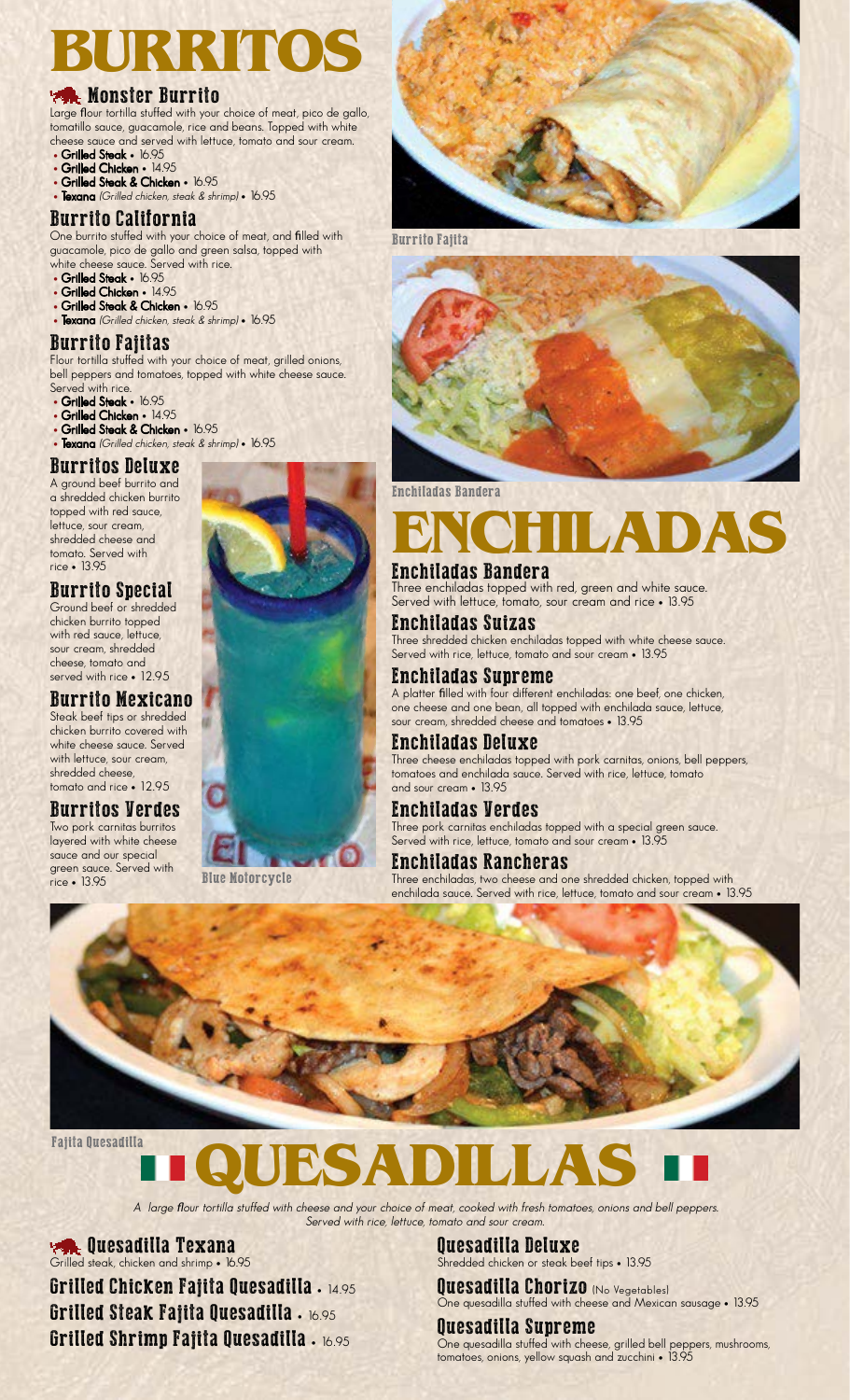# BURRITOS

## Monster Burrito

Large flour tortilla stuffed with your choice of meat, pico de gallo, tomatillo sauce, guacamole, rice and beans. Topped with white cheese sauce and served with lettuce, tomato and sour cream.

- **Grilled Steak** • 16.95
- **Grilled Chicken** • 14.95
- **Grilled Steak & Chicken** • 16.95
- **Texana** *(Grilled chicken, steak & shrimp)* • 16.95

## Burrito California

One burrito stuffed with your choice of meat, and filled with guacamole, pico de gallo and green salsa, topped with white cheese sauce. Served with rice.

- **Grilled Steak** • 16.95
- **Grilled Chicken** • 14.95
- **Grilled Steak & Chicken** • 16.95
- **Texana** *(Grilled chicken, steak & shrimp)* • 16.95

## Burrito Fajitas

Flour tortilla stuffed with your choice of meat, grilled onions, bell peppers and tomatoes, topped with white cheese sauce. Served with rice.

- **Grilled Steak** • 16.95
- **Grilled Chicken** • 14.95
- **Grilled Steak & Chicken** • 16.95
- **Texana** *(Grilled chicken, steak & shrimp)* • 16.95

## Burritos Deluxe

A ground beef burrito and a shredded chicken burrito topped with red sauce, lettuce, sour cream, shredded cheese and tomato. Served with rice • 13.95

## Burrito Special

Ground beef or shredded chicken burrito topped with red sauce, lettuce, sour cream, shredded cheese, tomato and served with rice • 12.95

## Burrito Mexicano

Steak beef tips or shredded chicken burrito covered with white cheese sauce. Served with lettuce, sour cream, shredded cheese, tomato and rice • 12.95

## Burritos Verdes

Two pork carnitas burritos layered with white cheese sauce and our special green sauce. Served with rice • 13.95

Blue Motorcycle

Burrito Fajita

Enchiladas Bandera

# ENCHILADAS

## Enchiladas Bandera

Three enchiladas topped with red, green and white sauce. Served with lettuce, tomato, sour cream and rice • 13.95

## Enchiladas Suizas

Three shredded chicken enchiladas topped with white cheese sauce. Served with rice, lettuce, tomato and sour cream • 13.95

## Enchiladas Supreme

A platter filled with four different enchiladas: one beef, one chicken, one cheese and one bean, all topped with enchilada sauce, lettuce, sour cream, shredded cheese and tomatoes • 13.95

## Enchiladas Deluxe

Three cheese enchiladas topped with pork carnitas, onions, bell peppers, tomatoes and enchilada sauce. Served with rice, lettuce, tomato and sour cream • 13.95

## Enchiladas Verdes

Three pork carnitas enchiladas topped with a special green sauce. Served with rice, lettuce, tomato and sour cream • 13.95

## Enchiladas Rancheras

Three enchiladas, two cheese and one shredded chicken, topped with enchilada sauce. Served with rice, lettuce, tomato and sour cream • 13.95

Fajita Quesadilla

# QUESADILLAS

*A large flour tortilla stuffed with cheese and your choice of meat, cooked with fresh tomatoes, onions and bell peppers. Served with rice, lettuce, tomato and sour cream.*

## Quesadilla Texana

Grilled steak, chicken and shrimp • 16.95

## Grilled Chicken Fajita Quesadilla • 14.95

## Grilled Steak Fajita Quesadilla • 16.95

## Grilled Shrimp Fajita Quesadilla • 16.95

## Quesadilla Deluxe

Shredded chicken or steak beef tips • 13.95

## Quesadilla Chorizo (No Vegetables)

One quesadilla stuffed with cheese and Mexican sausage • 13.95

## Quesadilla Supreme

One quesadilla stuffed with cheese, grilled bell peppers, mushrooms, tomatoes, onions, yellow squash and zucchini • 13.95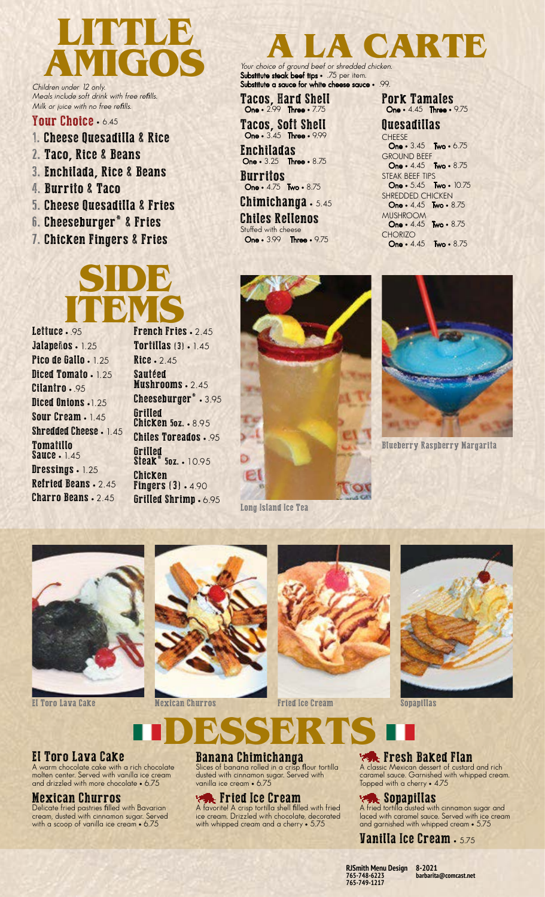# LITTLE AMIGOS

*Children under 12 only. Meals include soft drink with free refills. Milk or juice with no free refills.*

**Your Choice** • 6.45

1. Cheese Quesadilla & Rice
2. Taco, Rice & Beans
3. Enchilada, Rice & Beans
4. Burrito & Taco
5. Cheese Quesadilla & Fries
6. Cheeseburger* & Fries
7. Chicken Fingers & Fries

# SIDE ITEMS

- **Lettuce** • .95
- **Jalapeños** • 1.25
- **Pico de Gallo** • 1.25
- **Diced Tomato** • 1.25
- **Cilantro** • .95
- **Diced Onions** • 1.25
- **Sour Cream** • 1.45
- **Shredded Cheese** • 1.45
- **Tomatillo Sauce** • 1.45
- **Dressings** • 1.25
- **Refried Beans** • 2.45
- **Charro Beans** • 2.45
- **French Fries** • 2.45
- **Tortillas (3)** • 1.45
- **Rice** • 2.45
- **Sautéed Mushrooms** • 2.45
- **Cheeseburger*** • 3.95
- **Grilled Chicken 5oz.** • 8.95
- **Chiles Toreados** • .95
- **Grilled Steak* 5oz.** • 10.95
- **Chicken Fingers (3)** • 4.90
- **Grilled Shrimp** • 6.95

# A LA CARTE

*Your choice of ground beef or shredded chicken.*
**Substitute steak beef tips** • .75 per item.
**Substitute a sauce for white cheese sauce** • .99.

**Tacos, Hard Shell**
One • 2.99 Three • 7.75

**Tacos, Soft Shell**
One • 3.45 Three • 9.99

**Enchiladas**
One • 3.25 Three • 8.75

**Burritos**
One • 4.75 Two • 8.75

**Chimichanga** • 5.45

**Chiles Rellenos**
Stuffed with cheese
One • 3.99 Three • 9.75

**Pork Tamales**
One • 4.45 Three • 9.75

**Quesadillas**
CHEESE
One • 3.45 Two • 6.75
GROUND BEEF
One • 4.45 Two • 8.75
STEAK BEEF TIPS
One • 5.45 Two • 10.75
SHREDDED CHICKEN
One • 4.45 Two • 8.75
MUSHROOM
One • 4.45 Two • 8.75
CHORIZO
One • 4.45 Two • 8.75

Long Island Ice Tea

Blueberry Raspberry Margarita

El Toro Lava Cake

Mexican Churros

Fried Ice Cream

Sopapillas

# DESSERTS

**El Toro Lava Cake**
A warm chocolate cake with a rich chocolate molten center. Served with vanilla ice cream and drizzled with more chocolate • 6.75

**Mexican Churros**
Delicate fried pastries filled with Bavarian cream, dusted with cinnamon sugar. Served with a scoop of vanilla ice cream • 6.75

**Banana Chimichanga**
Slices of banana rolled in a crisp flour tortilla dusted with cinnamon sugar. Served with vanilla ice cream • 6.75

**Fried Ice Cream**
A favorite! A crisp tortilla shell filled with fried ice cream. Drizzled with chocolate, decorated with whipped cream and a cherry • 5.75

**Fresh Baked Flan**
A classic Mexican dessert of custard and rich caramel sauce. Garnished with whipped cream. Topped with a cherry • 4.75

**Sopapillas**
A fried tortilla dusted with cinnamon sugar and laced with caramel sauce. Served with ice cream and garnished with whipped cream • 5.75

**Vanilla Ice Cream** • 5.75

RJSmith Menu Design 8-2021
765-748-6223 barbarita@comcast.net
765-749-1217